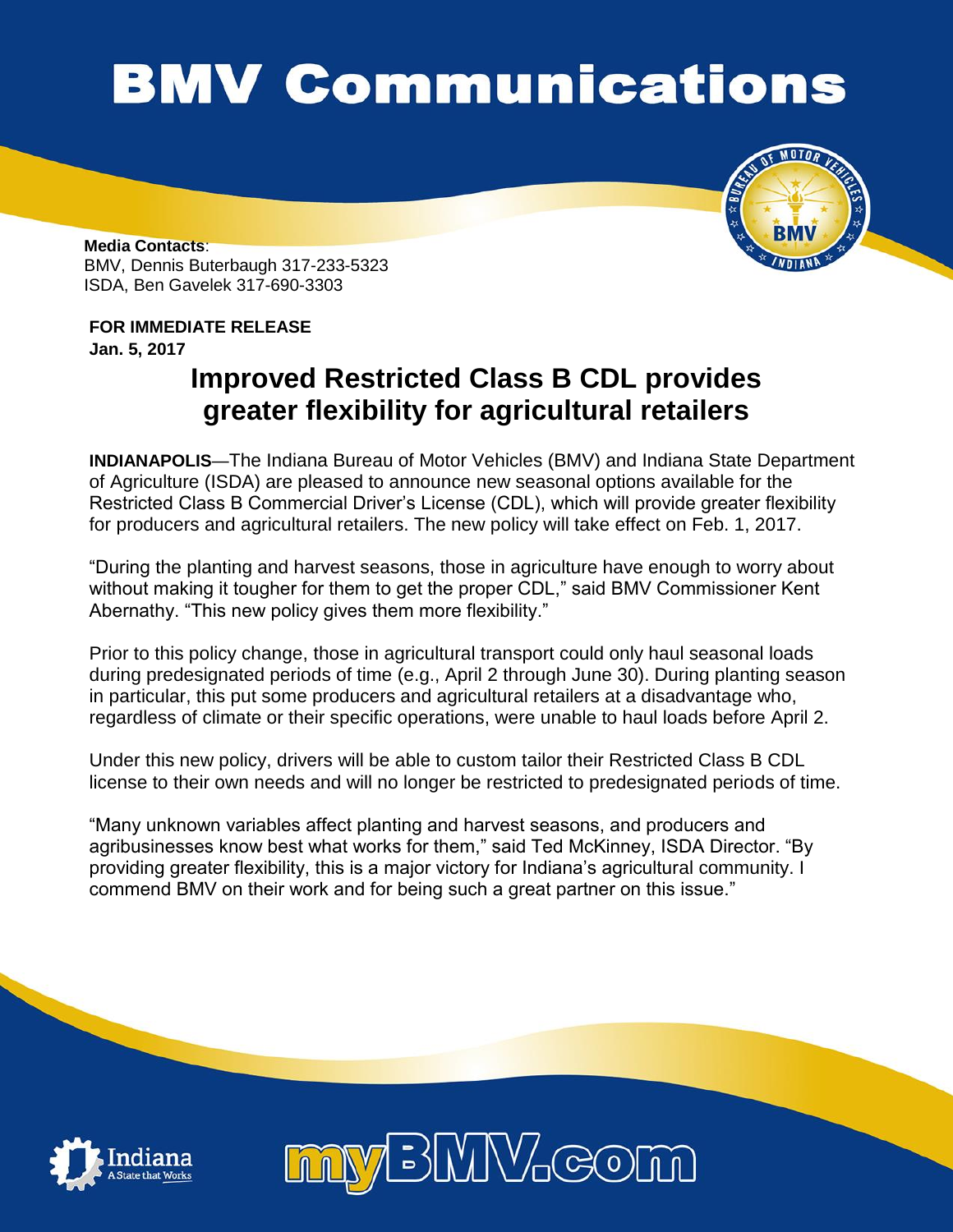# BMV Communications

**Media Contacts**:
BMV, Dennis Buterbaugh 317-233-5323
ISDA, Ben Gavelek 317-690-3303

**FOR IMMEDIATE RELEASE**
**Jan. 5, 2017**

## Improved Restricted Class B CDL provides greater flexibility for agricultural retailers

**INDIANAPOLIS**—The Indiana Bureau of Motor Vehicles (BMV) and Indiana State Department of Agriculture (ISDA) are pleased to announce new seasonal options available for the Restricted Class B Commercial Driver's License (CDL), which will provide greater flexibility for producers and agricultural retailers. The new policy will take effect on Feb. 1, 2017.

"During the planting and harvest seasons, those in agriculture have enough to worry about without making it tougher for them to get the proper CDL," said BMV Commissioner Kent Abernathy. "This new policy gives them more flexibility."

Prior to this policy change, those in agricultural transport could only haul seasonal loads during predesignated periods of time (e.g., April 2 through June 30). During planting season in particular, this put some producers and agricultural retailers at a disadvantage who, regardless of climate or their specific operations, were unable to haul loads before April 2.

Under this new policy, drivers will be able to custom tailor their Restricted Class B CDL license to their own needs and will no longer be restricted to predesignated periods of time.

"Many unknown variables affect planting and harvest seasons, and producers and agribusinesses know best what works for them," said Ted McKinney, ISDA Director. "By providing greater flexibility, this is a major victory for Indiana's agricultural community. I commend BMV on their work and for being such a great partner on this issue."

myBMV.com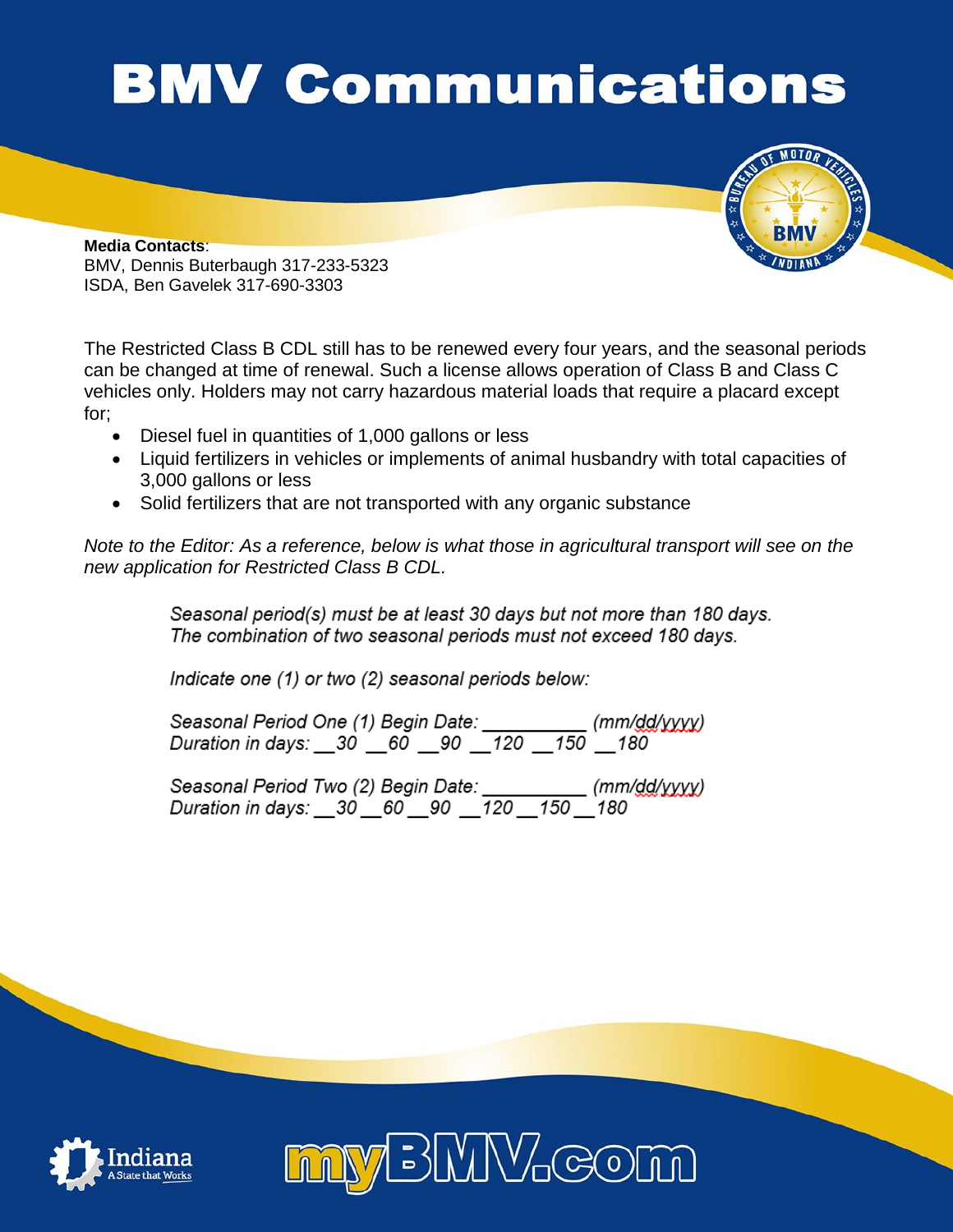# BMV Communications

**Media Contacts**:
BMV, Dennis Buterbaugh 317-233-5323
ISDA, Ben Gavelek 317-690-3303

The Restricted Class B CDL still has to be renewed every four years, and the seasonal periods can be changed at time of renewal. Such a license allows operation of Class B and Class C vehicles only. Holders may not carry hazardous material loads that require a placard except for;

- Diesel fuel in quantities of 1,000 gallons or less
- Liquid fertilizers in vehicles or implements of animal husbandry with total capacities of 3,000 gallons or less
- Solid fertilizers that are not transported with any organic substance

*Note to the Editor: As a reference, below is what those in agricultural transport will see on the new application for Restricted Class B CDL.*

> *Seasonal period(s) must be at least 30 days but not more than 180 days. The combination of two seasonal periods must not exceed 180 days.*
>
> *Indicate one (1) or two (2) seasonal periods below:*
>
> *Seasonal Period One (1) Begin Date: __________ (mm/dd/yyyy)*
> *Duration in days: __30 __60 __90 __120 __150 __180*
>
> *Seasonal Period Two (2) Begin Date: __________ (mm/dd/yyyy)*
> *Duration in days: __30 __60 __90 __120 __150 __180*

Indiana A State that Works

myBMV.com